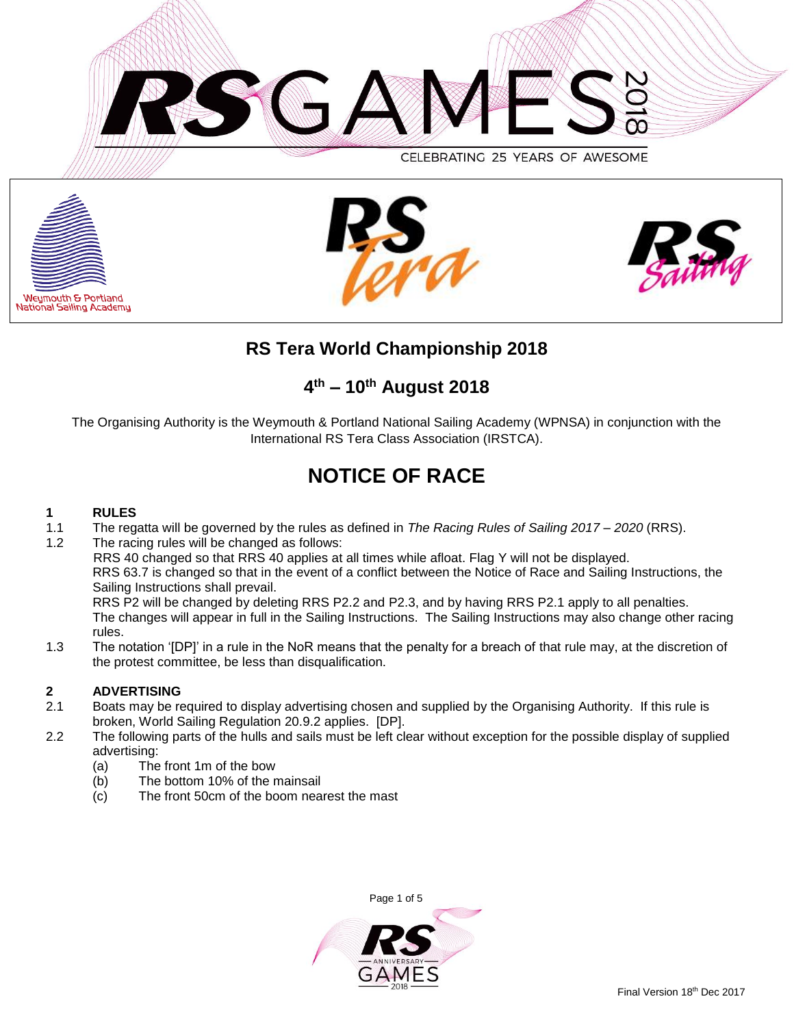# RS Tera World Championship 2018

## 4th – 10th August 2018

The Organising Authority is the Weymouth & Portland National Sailing Academy (WPNSA) in conjunction with the International RS Tera Class Association (IRSTCA).

# NOTICE OF RACE

## 1 RULES

1.1 The regatta will be governed by the rules as defined in *The Racing Rules of Sailing 2017 – 2020* (RRS).

1.2 The racing rules will be changed as follows:
RRS 40 changed so that RRS 40 applies at all times while afloat. Flag Y will not be displayed.
RRS 63.7 is changed so that in the event of a conflict between the Notice of Race and Sailing Instructions, the Sailing Instructions shall prevail.
RRS P2 will be changed by deleting RRS P2.2 and P2.3, and by having RRS P2.1 apply to all penalties.
The changes will appear in full in the Sailing Instructions. The Sailing Instructions may also change other racing rules.

1.3 The notation '[DP]' in a rule in the NoR means that the penalty for a breach of that rule may, at the discretion of the protest committee, be less than disqualification.

## 2 ADVERTISING

2.1 Boats may be required to display advertising chosen and supplied by the Organising Authority. If this rule is broken, World Sailing Regulation 20.9.2 applies. [DP].

2.2 The following parts of the hulls and sails must be left clear without exception for the possible display of supplied advertising:
- (a) The front 1m of the bow
- (b) The bottom 10% of the mainsail
- (c) The front 50cm of the boom nearest the mast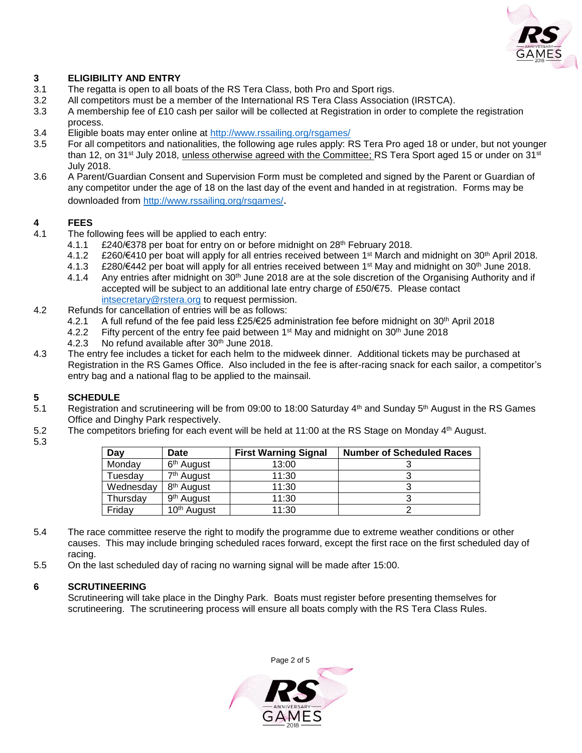## 3 ELIGIBILITY AND ENTRY

3.1 The regatta is open to all boats of the RS Tera Class, both Pro and Sport rigs.

3.2 All competitors must be a member of the International RS Tera Class Association (IRSTCA).

3.3 A membership fee of £10 cash per sailor will be collected at Registration in order to complete the registration process.

3.4 Eligible boats may enter online at http://www.rssailing.org/rsgames/

3.5 For all competitors and nationalities, the following age rules apply: RS Tera Pro aged 18 or under, but not younger than 12, on 31st July 2018, unless otherwise agreed with the Committee; RS Tera Sport aged 15 or under on 31st July 2018.

3.6 A Parent/Guardian Consent and Supervision Form must be completed and signed by the Parent or Guardian of any competitor under the age of 18 on the last day of the event and handed in at registration. Forms may be downloaded from http://www.rssailing.org/rsgames/.

## 4 FEES

4.1 The following fees will be applied to each entry:

- 4.1.1 £240/€378 per boat for entry on or before midnight on 28th February 2018.
- 4.1.2 £260/€410 per boat will apply for all entries received between 1st March and midnight on 30th April 2018.
- 4.1.3 £280/€442 per boat will apply for all entries received between 1st May and midnight on 30th June 2018.
- 4.1.4 Any entries after midnight on 30th June 2018 are at the sole discretion of the Organising Authority and if accepted will be subject to an additional late entry charge of £50/€75. Please contact intsecretary@rstera.org to request permission.

4.2 Refunds for cancellation of entries will be as follows:

- 4.2.1 A full refund of the fee paid less £25/€25 administration fee before midnight on 30th April 2018
- 4.2.2 Fifty percent of the entry fee paid between 1st May and midnight on 30th June 2018
- 4.2.3 No refund available after 30th June 2018.

4.3 The entry fee includes a ticket for each helm to the midweek dinner. Additional tickets may be purchased at Registration in the RS Games Office. Also included in the fee is after-racing snack for each sailor, a competitor's entry bag and a national flag to be applied to the mainsail.

## 5 SCHEDULE

5.1 Registration and scrutineering will be from 09:00 to 18:00 Saturday 4th and Sunday 5th August in the RS Games Office and Dinghy Park respectively.

5.2 The competitors briefing for each event will be held at 11:00 at the RS Stage on Monday 4th August.

5.3

| Day | Date | First Warning Signal | Number of Scheduled Races |
|---|---|---|---|
| Monday | 6th August | 13:00 | 3 |
| Tuesday | 7th August | 11:30 | 3 |
| Wednesday | 8th August | 11:30 | 3 |
| Thursday | 9th August | 11:30 | 3 |
| Friday | 10th August | 11:30 | 2 |

5.4 The race committee reserve the right to modify the programme due to extreme weather conditions or other causes. This may include bringing scheduled races forward, except the first race on the first scheduled day of racing.

5.5 On the last scheduled day of racing no warning signal will be made after 15:00.

## 6 SCRUTINEERING

Scrutineering will take place in the Dinghy Park. Boats must register before presenting themselves for scrutineering. The scrutineering process will ensure all boats comply with the RS Tera Class Rules.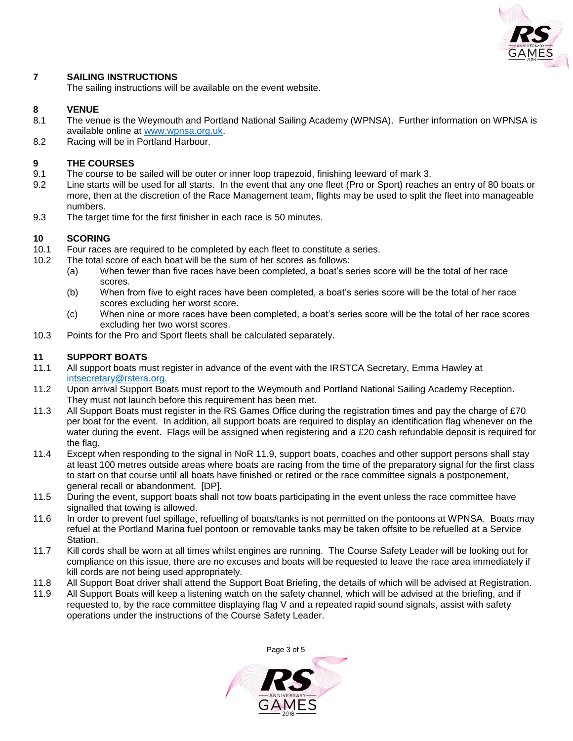## 7 SAILING INSTRUCTIONS

The sailing instructions will be available on the event website.

## 8 VENUE

8.1 The venue is the Weymouth and Portland National Sailing Academy (WPNSA). Further information on WPNSA is available online at [www.wpnsa.org.uk](http://www.wpnsa.org.uk).

8.2 Racing will be in Portland Harbour.

## 9 THE COURSES

9.1 The course to be sailed will be outer or inner loop trapezoid, finishing leeward of mark 3.

9.2 Line starts will be used for all starts. In the event that any one fleet (Pro or Sport) reaches an entry of 80 boats or more, then at the discretion of the Race Management team, flights may be used to split the fleet into manageable numbers.

9.3 The target time for the first finisher in each race is 50 minutes.

## 10 SCORING

10.1 Four races are required to be completed by each fleet to constitute a series.

10.2 The total score of each boat will be the sum of her scores as follows:

(a) When fewer than five races have been completed, a boat's series score will be the total of her race scores.

(b) When from five to eight races have been completed, a boat's series score will be the total of her race scores excluding her worst score.

(c) When nine or more races have been completed, a boat's series score will be the total of her race scores excluding her two worst scores.

10.3 Points for the Pro and Sport fleets shall be calculated separately.

## 11 SUPPORT BOATS

11.1 All support boats must register in advance of the event with the IRSTCA Secretary, Emma Hawley at [intsecretary@rstera.org.](mailto:intsecretary@rstera.org)

11.2 Upon arrival Support Boats must report to the Weymouth and Portland National Sailing Academy Reception. They must not launch before this requirement has been met.

11.3 All Support Boats must register in the RS Games Office during the registration times and pay the charge of £70 per boat for the event. In addition, all support boats are required to display an identification flag whenever on the water during the event. Flags will be assigned when registering and a £20 cash refundable deposit is required for the flag.

11.4 Except when responding to the signal in NoR 11.9, support boats, coaches and other support persons shall stay at least 100 metres outside areas where boats are racing from the time of the preparatory signal for the first class to start on that course until all boats have finished or retired or the race committee signals a postponement, general recall or abandonment. [DP].

11.5 During the event, support boats shall not tow boats participating in the event unless the race committee have signalled that towing is allowed.

11.6 In order to prevent fuel spillage, refuelling of boats/tanks is not permitted on the pontoons at WPNSA. Boats may refuel at the Portland Marina fuel pontoon or removable tanks may be taken offsite to be refuelled at a Service Station.

11.7 Kill cords shall be worn at all times whilst engines are running. The Course Safety Leader will be looking out for compliance on this issue, there are no excuses and boats will be requested to leave the race area immediately if kill cords are not being used appropriately.

11.8 All Support Boat driver shall attend the Support Boat Briefing, the details of which will be advised at Registration.

11.9 All Support Boats will keep a listening watch on the safety channel, which will be advised at the briefing, and if requested to, by the race committee displaying flag V and a repeated rapid sound signals, assist with safety operations under the instructions of the Course Safety Leader.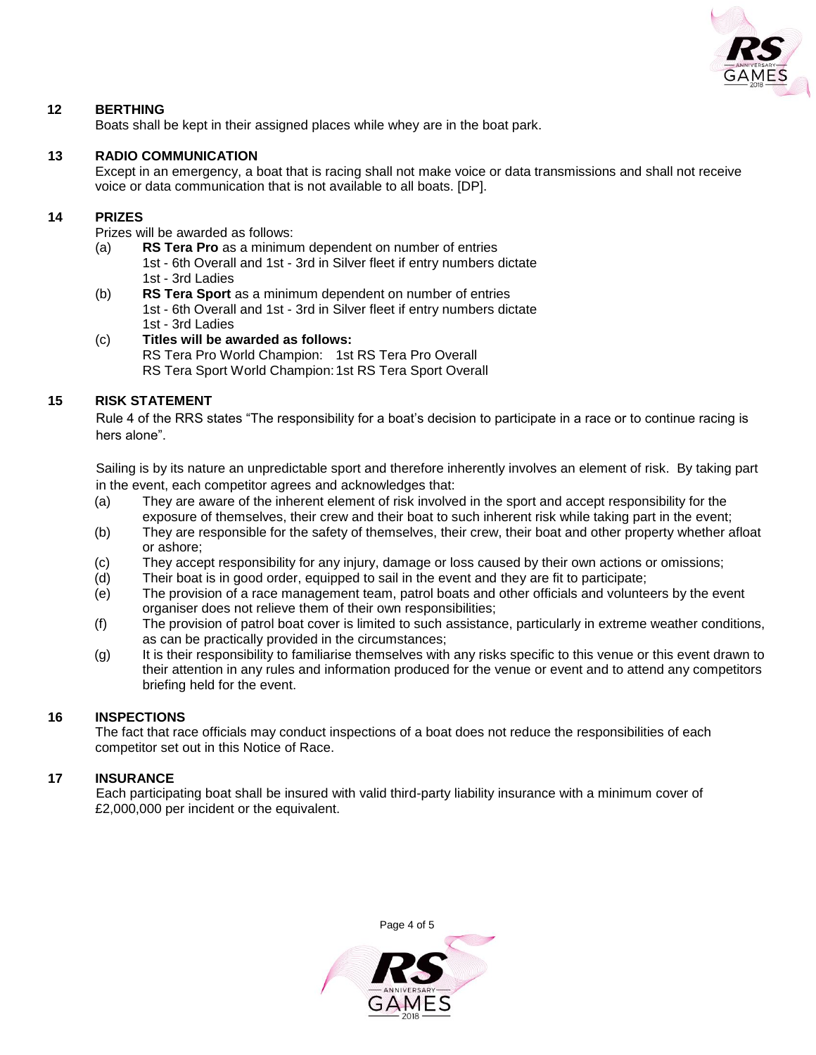## 12 BERTHING

Boats shall be kept in their assigned places while whey are in the boat park.

## 13 RADIO COMMUNICATION

Except in an emergency, a boat that is racing shall not make voice or data transmissions and shall not receive voice or data communication that is not available to all boats. [DP].

## 14 PRIZES

Prizes will be awarded as follows:

(a) **RS Tera Pro** as a minimum dependent on number of entries
1st - 6th Overall and 1st - 3rd in Silver fleet if entry numbers dictate
1st - 3rd Ladies

(b) **RS Tera Sport** as a minimum dependent on number of entries
1st - 6th Overall and 1st - 3rd in Silver fleet if entry numbers dictate
1st - 3rd Ladies

(c) **Titles will be awarded as follows:**
RS Tera Pro World Champion: 1st RS Tera Pro Overall
RS Tera Sport World Champion: 1st RS Tera Sport Overall

## 15 RISK STATEMENT

Rule 4 of the RRS states "The responsibility for a boat's decision to participate in a race or to continue racing is hers alone".

Sailing is by its nature an unpredictable sport and therefore inherently involves an element of risk. By taking part in the event, each competitor agrees and acknowledges that:

(a) They are aware of the inherent element of risk involved in the sport and accept responsibility for the exposure of themselves, their crew and their boat to such inherent risk while taking part in the event;

(b) They are responsible for the safety of themselves, their crew, their boat and other property whether afloat or ashore;

(c) They accept responsibility for any injury, damage or loss caused by their own actions or omissions;

(d) Their boat is in good order, equipped to sail in the event and they are fit to participate;

(e) The provision of a race management team, patrol boats and other officials and volunteers by the event organiser does not relieve them of their own responsibilities;

(f) The provision of patrol boat cover is limited to such assistance, particularly in extreme weather conditions, as can be practically provided in the circumstances;

(g) It is their responsibility to familiarise themselves with any risks specific to this venue or this event drawn to their attention in any rules and information produced for the venue or event and to attend any competitors briefing held for the event.

## 16 INSPECTIONS

The fact that race officials may conduct inspections of a boat does not reduce the responsibilities of each competitor set out in this Notice of Race.

## 17 INSURANCE

Each participating boat shall be insured with valid third-party liability insurance with a minimum cover of £2,000,000 per incident or the equivalent.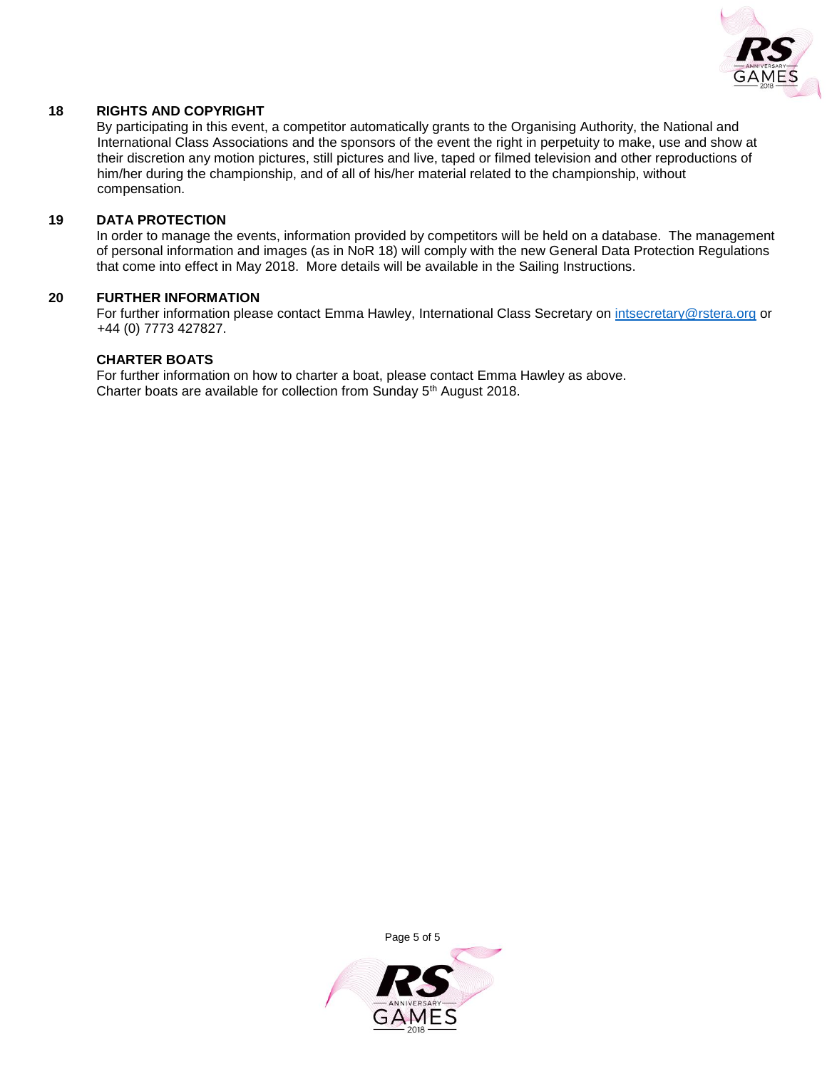## 18 RIGHTS AND COPYRIGHT

By participating in this event, a competitor automatically grants to the Organising Authority, the National and International Class Associations and the sponsors of the event the right in perpetuity to make, use and show at their discretion any motion pictures, still pictures and live, taped or filmed television and other reproductions of him/her during the championship, and of all of his/her material related to the championship, without compensation.

## 19 DATA PROTECTION

In order to manage the events, information provided by competitors will be held on a database. The management of personal information and images (as in NoR 18) will comply with the new General Data Protection Regulations that come into effect in May 2018. More details will be available in the Sailing Instructions.

## 20 FURTHER INFORMATION

For further information please contact Emma Hawley, International Class Secretary on intsecretary@rstera.org or +44 (0) 7773 427827.

### CHARTER BOATS

For further information on how to charter a boat, please contact Emma Hawley as above.
Charter boats are available for collection from Sunday 5th August 2018.